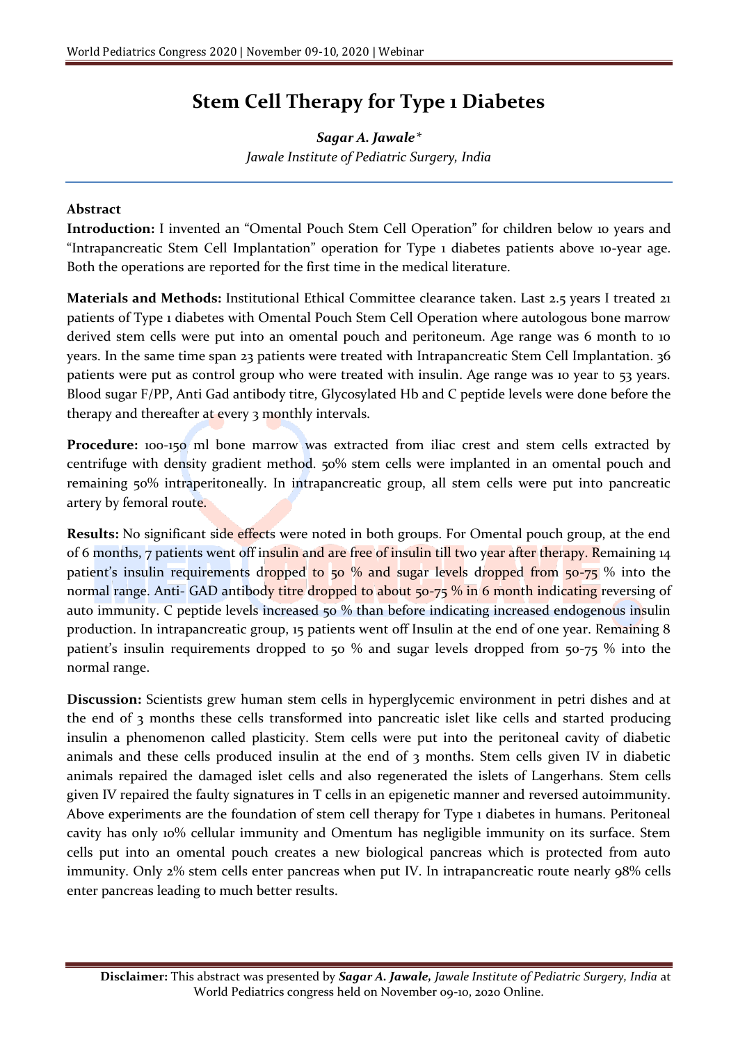# Stem Cell Therapy for Type 1 Diabetes

***Sagar A. Jawale****

*Jawale Institute of Pediatric Surgery, India*

## Abstract

**Introduction:** I invented an "Omental Pouch Stem Cell Operation" for children below 10 years and "Intrapancreatic Stem Cell Implantation" operation for Type 1 diabetes patients above 10-year age. Both the operations are reported for the first time in the medical literature.

**Materials and Methods:** Institutional Ethical Committee clearance taken. Last 2.5 years I treated 21 patients of Type 1 diabetes with Omental Pouch Stem Cell Operation where autologous bone marrow derived stem cells were put into an omental pouch and peritoneum. Age range was 6 month to 10 years. In the same time span 23 patients were treated with Intrapancreatic Stem Cell Implantation. 36 patients were put as control group who were treated with insulin. Age range was 10 year to 53 years. Blood sugar F/PP, Anti Gad antibody titre, Glycosylated Hb and C peptide levels were done before the therapy and thereafter at every 3 monthly intervals.

**Procedure:** 100-150 ml bone marrow was extracted from iliac crest and stem cells extracted by centrifuge with density gradient method. 50% stem cells were implanted in an omental pouch and remaining 50% intraperitoneally. In intrapancreatic group, all stem cells were put into pancreatic artery by femoral route.

**Results:** No significant side effects were noted in both groups. For Omental pouch group, at the end of 6 months, 7 patients went off insulin and are free of insulin till two year after therapy. Remaining 14 patient's insulin requirements dropped to 50 % and sugar levels dropped from 50-75 % into the normal range. Anti- GAD antibody titre dropped to about 50-75 % in 6 month indicating reversing of auto immunity. C peptide levels increased 50 % than before indicating increased endogenous insulin production. In intrapancreatic group, 15 patients went off Insulin at the end of one year. Remaining 8 patient's insulin requirements dropped to 50 % and sugar levels dropped from 50-75 % into the normal range.

**Discussion:** Scientists grew human stem cells in hyperglycemic environment in petri dishes and at the end of 3 months these cells transformed into pancreatic islet like cells and started producing insulin a phenomenon called plasticity. Stem cells were put into the peritoneal cavity of diabetic animals and these cells produced insulin at the end of 3 months. Stem cells given IV in diabetic animals repaired the damaged islet cells and also regenerated the islets of Langerhans. Stem cells given IV repaired the faulty signatures in T cells in an epigenetic manner and reversed autoimmunity. Above experiments are the foundation of stem cell therapy for Type 1 diabetes in humans. Peritoneal cavity has only 10% cellular immunity and Omentum has negligible immunity on its surface. Stem cells put into an omental pouch creates a new biological pancreas which is protected from auto immunity. Only 2% stem cells enter pancreas when put IV. In intrapancreatic route nearly 98% cells enter pancreas leading to much better results.

**Disclaimer:** This abstract was presented by ***Sagar A. Jawale,*** *Jawale Institute of Pediatric Surgery, India* at World Pediatrics congress held on November 09-10, 2020 Online.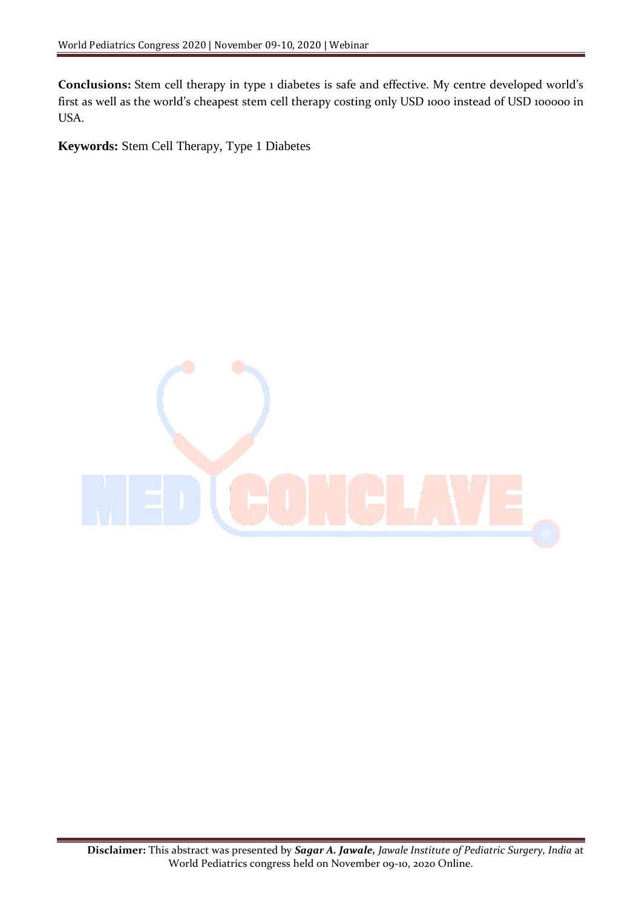**Conclusions:** Stem cell therapy in type 1 diabetes is safe and effective. My centre developed world's first as well as the world's cheapest stem cell therapy costing only USD 1000 instead of USD 100000 in USA.

**Keywords:** Stem Cell Therapy, Type 1 Diabetes

**Disclaimer:** This abstract was presented by ***Sagar A. Jawale,*** *Jawale Institute of Pediatric Surgery, India* at World Pediatrics congress held on November 09-10, 2020 Online.